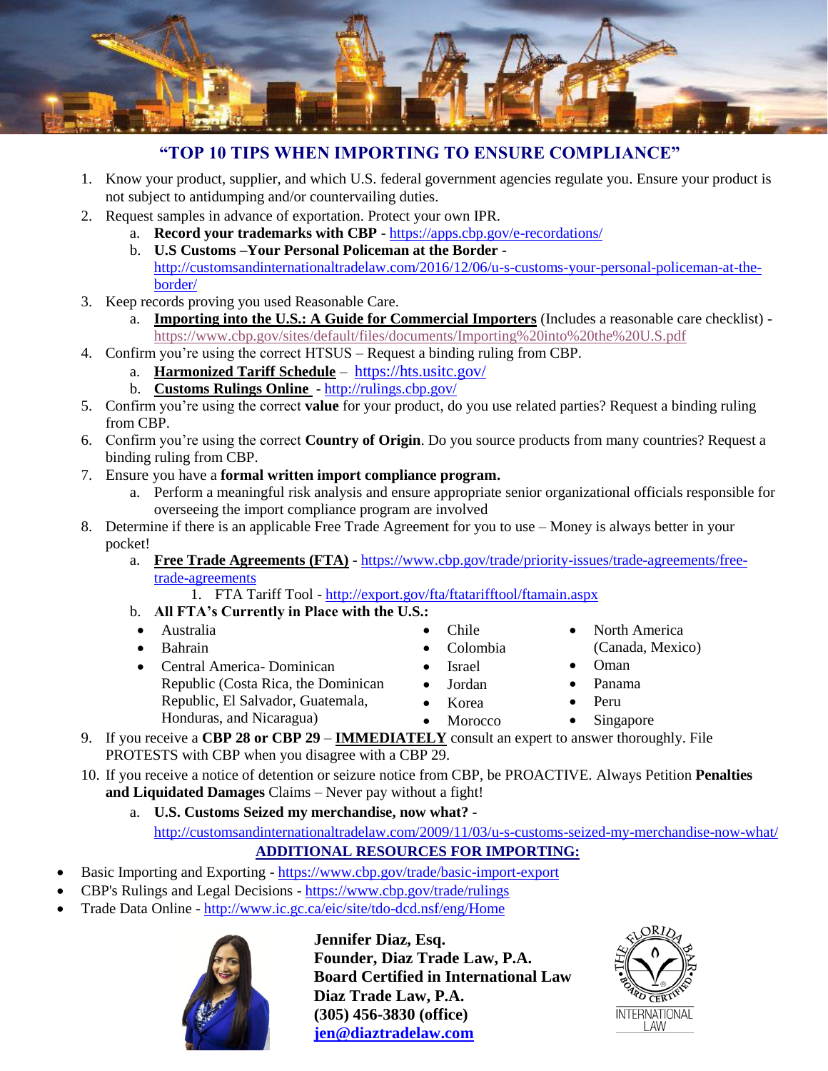# "TOP 10 TIPS WHEN IMPORTING TO ENSURE COMPLIANCE"

1. Know your product, supplier, and which U.S. federal government agencies regulate you. Ensure your product is not subject to antidumping and/or countervailing duties.
2. Request samples in advance of exportation. Protect your own IPR.
   a. **Record your trademarks with CBP** - https://apps.cbp.gov/e-recordations/
   b. **U.S Customs –Your Personal Policeman at the Border** - http://customsandinternationaltradelaw.com/2016/12/06/u-s-customs-your-personal-policeman-at-the-border/
3. Keep records proving you used Reasonable Care.
   a. **Importing into the U.S.: A Guide for Commercial Importers** (Includes a reasonable care checklist) - https://www.cbp.gov/sites/default/files/documents/Importing%20into%20the%20U.S.pdf
4. Confirm you're using the correct HTSUS – Request a binding ruling from CBP.
   a. **Harmonized Tariff Schedule** – https://hts.usitc.gov/
   b. **Customs Rulings Online** - http://rulings.cbp.gov/
5. Confirm you're using the correct **value** for your product, do you use related parties? Request a binding ruling from CBP.
6. Confirm you're using the correct **Country of Origin**. Do you source products from many countries? Request a binding ruling from CBP.
7. Ensure you have a **formal written import compliance program.**
   a. Perform a meaningful risk analysis and ensure appropriate senior organizational officials responsible for overseeing the import compliance program are involved
8. Determine if there is an applicable Free Trade Agreement for you to use – Money is always better in your pocket!
   a. **Free Trade Agreements (FTA)** - https://www.cbp.gov/trade/priority-issues/trade-agreements/free-trade-agreements
      1. FTA Tariff Tool - http://export.gov/fta/ftatarifftool/ftamain.aspx
   b. **All FTA's Currently in Place with the U.S.:**
      - Australia
      - Bahrain
      - Central America- Dominican Republic (Costa Rica, the Dominican Republic, El Salvador, Guatemala, Honduras, and Nicaragua)
      - Chile
      - Colombia
      - Israel
      - Jordan
      - Korea
      - Morocco
      - North America (Canada, Mexico)
      - Oman
      - Panama
      - Peru
      - Singapore
9. If you receive a **CBP 28 or CBP 29** – **IMMEDIATELY** consult an expert to answer thoroughly. File PROTESTS with CBP when you disagree with a CBP 29.
10. If you receive a notice of detention or seizure notice from CBP, be PROACTIVE. Always Petition **Penalties and Liquidated Damages** Claims – Never pay without a fight!
    a. **U.S. Customs Seized my merchandise, now what?** - http://customsandinternationaltradelaw.com/2009/11/03/u-s-customs-seized-my-merchandise-now-what/

## ADDITIONAL RESOURCES FOR IMPORTING:

- Basic Importing and Exporting - https://www.cbp.gov/trade/basic-import-export
- CBP's Rulings and Legal Decisions - https://www.cbp.gov/trade/rulings
- Trade Data Online - http://www.ic.gc.ca/eic/site/tdo-dcd.nsf/eng/Home

**Jennifer Diaz, Esq.**
**Founder, Diaz Trade Law, P.A.**
**Board Certified in International Law**
**Diaz Trade Law, P.A.**
**(305) 456-3830 (office)**
**jen@diaztradelaw.com**

THE FLORIDA BAR BOARD CERTIFIED INTERNATIONAL LAW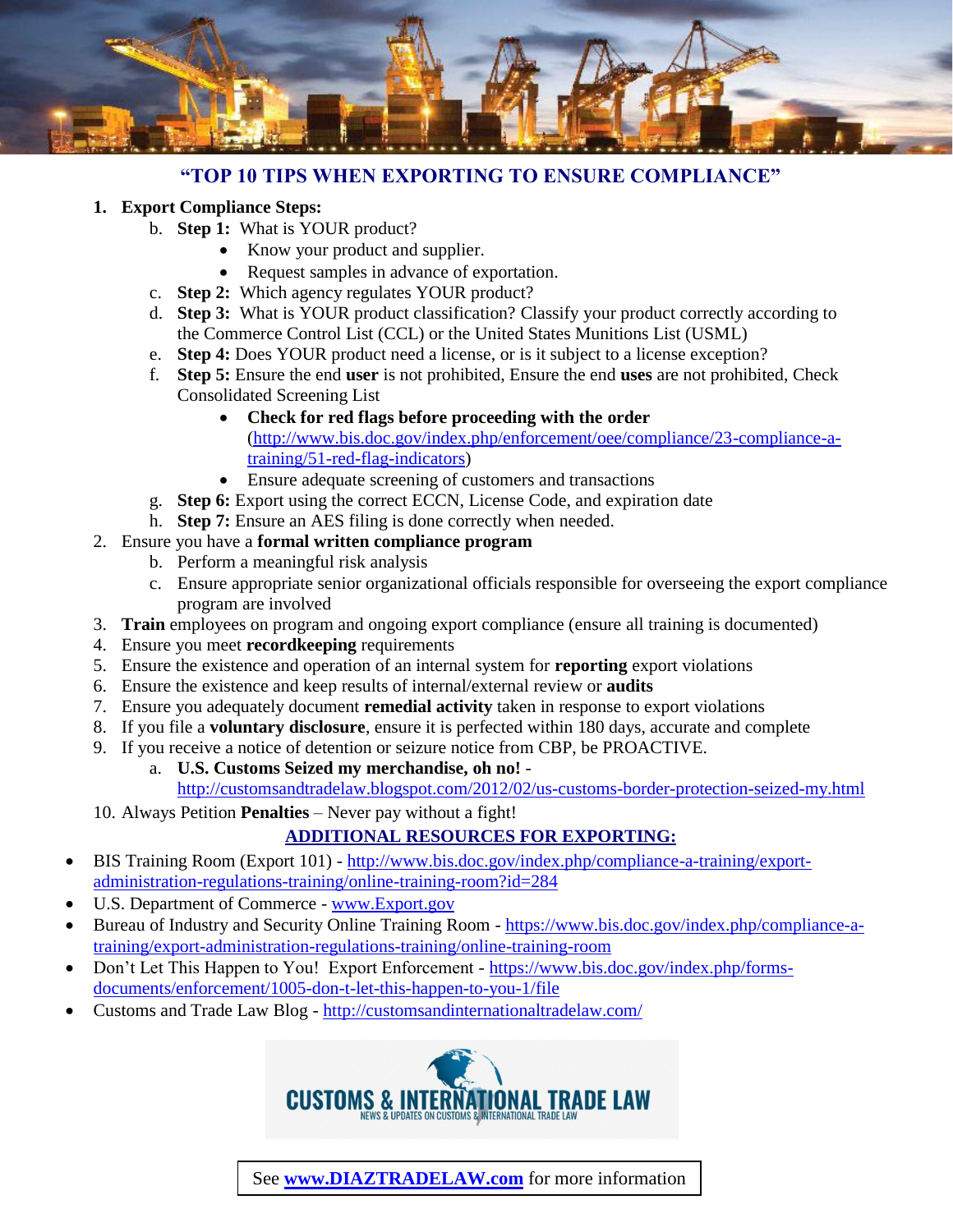## "TOP 10 TIPS WHEN EXPORTING TO ENSURE COMPLIANCE"

1. **Export Compliance Steps:**
   b. **Step 1:** What is YOUR product?
      - Know your product and supplier.
      - Request samples in advance of exportation.

   c. **Step 2:** Which agency regulates YOUR product?

   d. **Step 3:** What is YOUR product classification? Classify your product correctly according to the Commerce Control List (CCL) or the United States Munitions List (USML)

   e. **Step 4:** Does YOUR product need a license, or is it subject to a license exception?

   f. **Step 5:** Ensure the end **user** is not prohibited, Ensure the end **uses** are not prohibited, Check Consolidated Screening List
      - **Check for red flags before proceeding with the order** (http://www.bis.doc.gov/index.php/enforcement/oee/compliance/23-compliance-a-training/51-red-flag-indicators)
      - Ensure adequate screening of customers and transactions

   g. **Step 6:** Export using the correct ECCN, License Code, and expiration date

   h. **Step 7:** Ensure an AES filing is done correctly when needed.
2. Ensure you have a **formal written compliance program**
   b. Perform a meaningful risk analysis

   c. Ensure appropriate senior organizational officials responsible for overseeing the export compliance program are involved
3. **Train** employees on program and ongoing export compliance (ensure all training is documented)
4. Ensure you meet **recordkeeping** requirements
5. Ensure the existence and operation of an internal system for **reporting** export violations
6. Ensure the existence and keep results of internal/external review or **audits**
7. Ensure you adequately document **remedial activity** taken in response to export violations
8. If you file a **voluntary disclosure**, ensure it is perfected within 180 days, accurate and complete
9. If you receive a notice of detention or seizure notice from CBP, be PROACTIVE.
   a. **U.S. Customs Seized my merchandise, oh no!** - http://customsandtradelaw.blogspot.com/2012/02/us-customs-border-protection-seized-my.html
10. Always Petition **Penalties** – Never pay without a fight!

### ADDITIONAL RESOURCES FOR EXPORTING:

- BIS Training Room (Export 101) - http://www.bis.doc.gov/index.php/compliance-a-training/export-administration-regulations-training/online-training-room?id=284
- U.S. Department of Commerce - www.Export.gov
- Bureau of Industry and Security Online Training Room - https://www.bis.doc.gov/index.php/compliance-a-training/export-administration-regulations-training/online-training-room
- Don't Let This Happen to You! Export Enforcement - https://www.bis.doc.gov/index.php/forms-documents/enforcement/1005-don-t-let-this-happen-to-you-1/file
- Customs and Trade Law Blog - http://customsandinternationaltradelaw.com/

CUSTOMS & INTERNATIONAL TRADE LAW
NEWS & UPDATES ON CUSTOMS & INTERNATIONAL TRADE LAW

See **www.DIAZTRADELAW.com** for more information